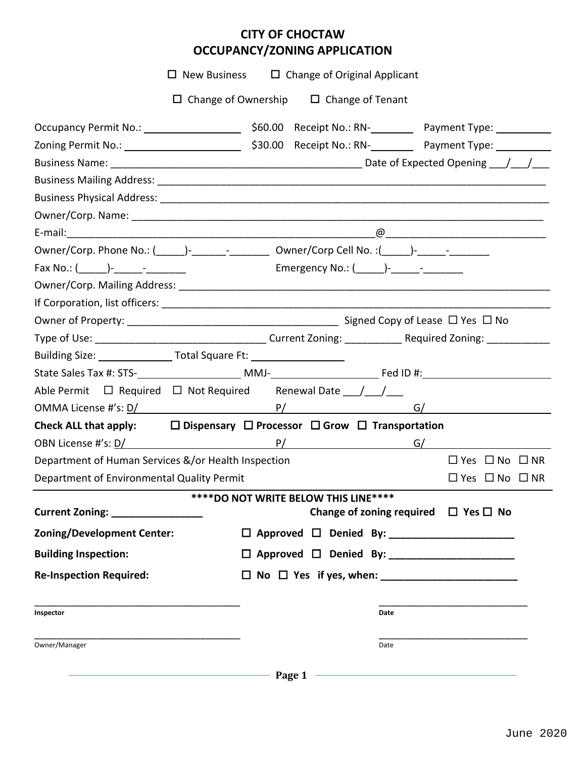# CITY OF CHOCTAW
# OCCUPANCY/ZONING APPLICATION

☐ New Business ☐ Change of Original Applicant

☐ Change of Ownership ☐ Change of Tenant

Occupancy Permit No.: ________________ $60.00 Receipt No.: RN-________ Payment Type: __________

Zoning Permit No.: ____________________ $30.00 Receipt No.: RN-________ Payment Type: __________

Business Name: ____________________________________________ Date of Expected Opening ___/___/___

Business Mailing Address: ____________________________________________________________________

Business Physical Address: ____________________________________________________________________

Owner/Corp. Name: __________________________________________________________________________

E-mail:_______________________________________________________@_____________________________

Owner/Corp. Phone No.: (_____)-______-_______ Owner/Corp Cell No. :(_____)-_____-_______

Fax No.: (_____)-_____-_______ Emergency No.: (_____)-_____-_______

Owner/Corp. Mailing Address: _________________________________________________________________

If Corporation, list officers: ___________________________________________________________________

Owner of Property: _____________________________________ Signed Copy of Lease ☐ Yes ☐ No

Type of Use: _____________________________ Current Zoning: __________ Required Zoning: ___________

Building Size: _____________ Total Square Ft: ________________

State Sales Tax #: STS-__________________ MMJ-___________________ Fed ID #:______________________

Able Permit ☐ Required ☐ Not Required Renewal Date ___/___/___

OMMA License #'s: D/________________________ P/________________________ G/________________________

**Check ALL that apply:** **☐ Dispensary ☐ Processor ☐ Grow ☐ Transportation**

OBN License #'s: D/________________________ P/________________________ G/________________________

Department of Human Services &/or Health Inspection ☐ Yes ☐ No ☐ NR

Department of Environmental Quality Permit ☐ Yes ☐ No ☐ NR

**\*\*\*\*DO NOT WRITE BELOW THIS LINE\*\*\*\***

**Current Zoning: ________________** **Change of zoning required ☐ Yes ☐ No**

**Zoning/Development Center:** **☐ Approved ☐ Denied By: ______________________**

**Building Inspection:** **☐ Approved ☐ Denied By: ______________________**

**Re-Inspection Required:** **☐ No ☐ Yes if yes, when: ________________________**

_______________________________________ ____________________________

**Inspector** **Date**

_______________________________________ ____________________________

Owner/Manager Date

June 2020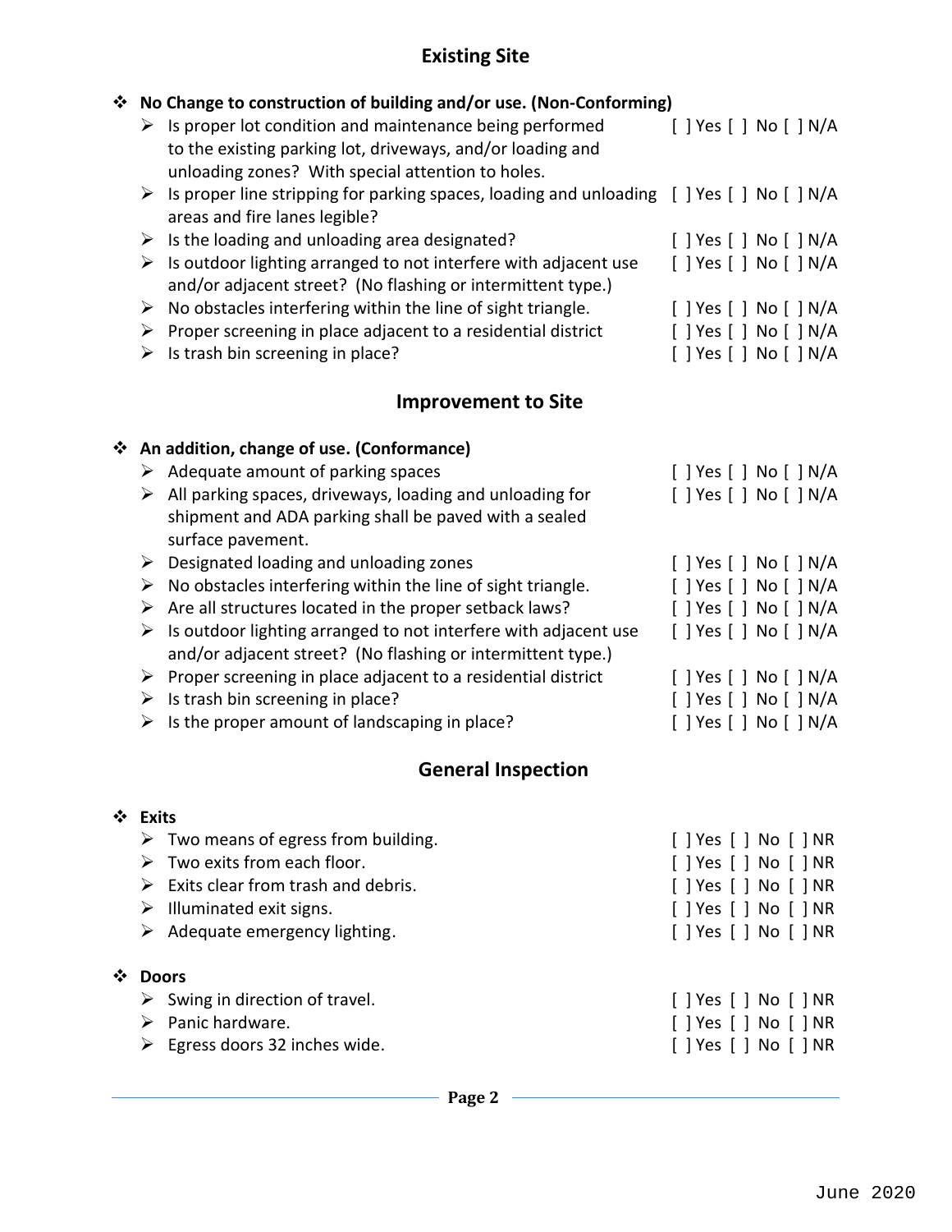## Existing Site

- **No Change to construction of building and/or use. (Non-Conforming)**
  - Is proper lot condition and maintenance being performed to the existing parking lot, driveways, and/or loading and unloading zones? With special attention to holes. [ ] Yes [ ] No [ ] N/A
  - Is proper line stripping for parking spaces, loading and unloading areas and fire lanes legible? [ ] Yes [ ] No [ ] N/A
  - Is the loading and unloading area designated? [ ] Yes [ ] No [ ] N/A
  - Is outdoor lighting arranged to not interfere with adjacent use and/or adjacent street? (No flashing or intermittent type.) [ ] Yes [ ] No [ ] N/A
  - No obstacles interfering within the line of sight triangle. [ ] Yes [ ] No [ ] N/A
  - Proper screening in place adjacent to a residential district [ ] Yes [ ] No [ ] N/A
  - Is trash bin screening in place? [ ] Yes [ ] No [ ] N/A

## Improvement to Site

- **An addition, change of use. (Conformance)**
  - Adequate amount of parking spaces [ ] Yes [ ] No [ ] N/A
  - All parking spaces, driveways, loading and unloading for shipment and ADA parking shall be paved with a sealed surface pavement. [ ] Yes [ ] No [ ] N/A
  - Designated loading and unloading zones [ ] Yes [ ] No [ ] N/A
  - No obstacles interfering within the line of sight triangle. [ ] Yes [ ] No [ ] N/A
  - Are all structures located in the proper setback laws? [ ] Yes [ ] No [ ] N/A
  - Is outdoor lighting arranged to not interfere with adjacent use and/or adjacent street? (No flashing or intermittent type.) [ ] Yes [ ] No [ ] N/A
  - Proper screening in place adjacent to a residential district [ ] Yes [ ] No [ ] N/A
  - Is trash bin screening in place? [ ] Yes [ ] No [ ] N/A
  - Is the proper amount of landscaping in place? [ ] Yes [ ] No [ ] N/A

## General Inspection

- **Exits**
  - Two means of egress from building. [ ] Yes [ ] No [ ] NR
  - Two exits from each floor. [ ] Yes [ ] No [ ] NR
  - Exits clear from trash and debris. [ ] Yes [ ] No [ ] NR
  - Illuminated exit signs. [ ] Yes [ ] No [ ] NR
  - Adequate emergency lighting. [ ] Yes [ ] No [ ] NR

- **Doors**
  - Swing in direction of travel. [ ] Yes [ ] No [ ] NR
  - Panic hardware. [ ] Yes [ ] No [ ] NR
  - Egress doors 32 inches wide. [ ] Yes [ ] No [ ] NR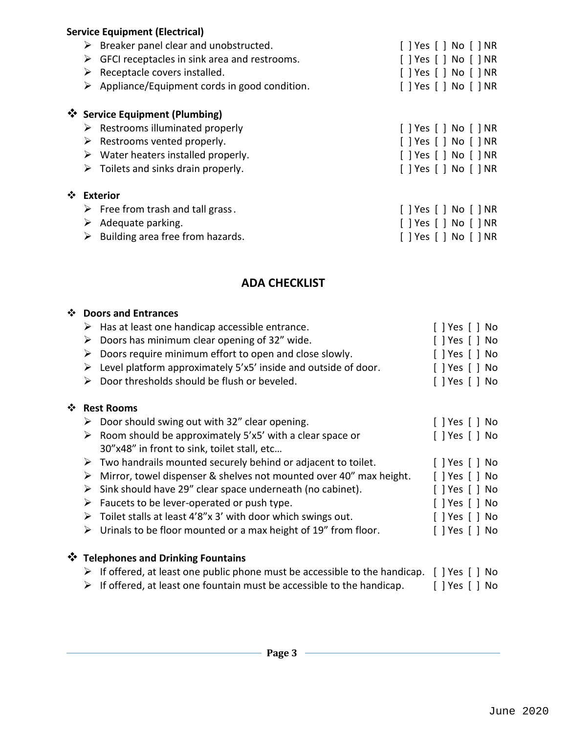**Service Equipment (Electrical)**

- Breaker panel clear and unobstructed. [ ] Yes [ ] No [ ] NR
- GFCI receptacles in sink area and restrooms. [ ] Yes [ ] No [ ] NR
- Receptacle covers installed. [ ] Yes [ ] No [ ] NR
- Appliance/Equipment cords in good condition. [ ] Yes [ ] No [ ] NR

**Service Equipment (Plumbing)**

- Restrooms illuminated properly [ ] Yes [ ] No [ ] NR
- Restrooms vented properly. [ ] Yes [ ] No [ ] NR
- Water heaters installed properly. [ ] Yes [ ] No [ ] NR
- Toilets and sinks drain properly. [ ] Yes [ ] No [ ] NR

**Exterior**

- Free from trash and tall grass. [ ] Yes [ ] No [ ] NR
- Adequate parking. [ ] Yes [ ] No [ ] NR
- Building area free from hazards. [ ] Yes [ ] No [ ] NR

## ADA CHECKLIST

**Doors and Entrances**

- Has at least one handicap accessible entrance. [ ] Yes [ ] No
- Doors has minimum clear opening of 32" wide. [ ] Yes [ ] No
- Doors require minimum effort to open and close slowly. [ ] Yes [ ] No
- Level platform approximately 5'x5' inside and outside of door. [ ] Yes [ ] No
- Door thresholds should be flush or beveled. [ ] Yes [ ] No

**Rest Rooms**

- Door should swing out with 32" clear opening. [ ] Yes [ ] No
- Room should be approximately 5'x5' with a clear space or 30"x48" in front to sink, toilet stall, etc… [ ] Yes [ ] No
- Two handrails mounted securely behind or adjacent to toilet. [ ] Yes [ ] No
- Mirror, towel dispenser & shelves not mounted over 40" max height. [ ] Yes [ ] No
- Sink should have 29" clear space underneath (no cabinet). [ ] Yes [ ] No
- Faucets to be lever-operated or push type. [ ] Yes [ ] No
- Toilet stalls at least 4'8"x 3' with door which swings out. [ ] Yes [ ] No
- Urinals to be floor mounted or a max height of 19" from floor. [ ] Yes [ ] No

**Telephones and Drinking Fountains**

- If offered, at least one public phone must be accessible to the handicap. [ ] Yes [ ] No
- If offered, at least one fountain must be accessible to the handicap. [ ] Yes [ ] No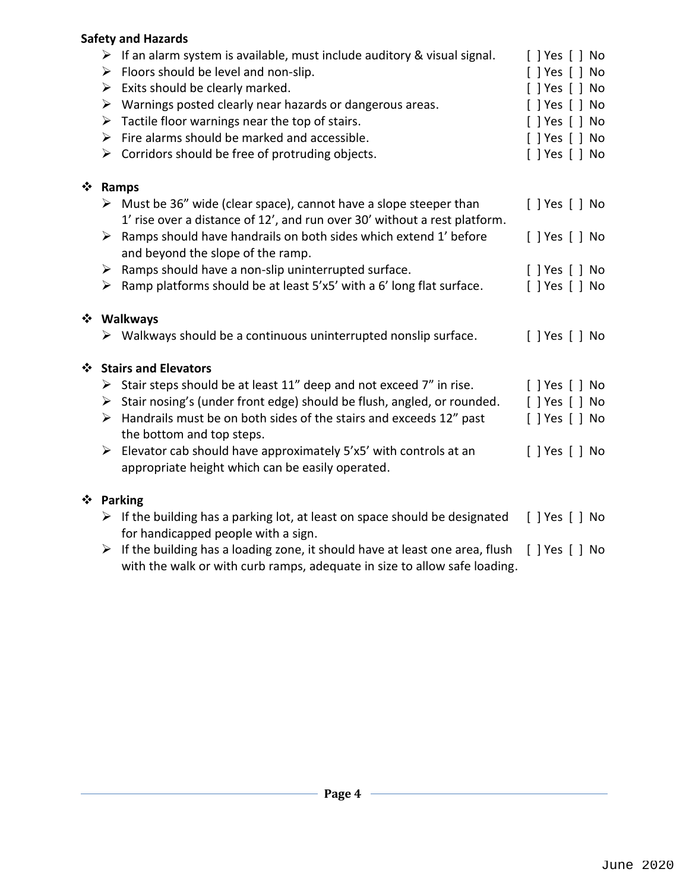**Safety and Hazards**

- If an alarm system is available, must include auditory & visual signal. [ ] Yes [ ] No
- Floors should be level and non-slip. [ ] Yes [ ] No
- Exits should be clearly marked. [ ] Yes [ ] No
- Warnings posted clearly near hazards or dangerous areas. [ ] Yes [ ] No
- Tactile floor warnings near the top of stairs. [ ] Yes [ ] No
- Fire alarms should be marked and accessible. [ ] Yes [ ] No
- Corridors should be free of protruding objects. [ ] Yes [ ] No

**Ramps**

- Must be 36" wide (clear space), cannot have a slope steeper than 1' rise over a distance of 12', and run over 30' without a rest platform. [ ] Yes [ ] No
- Ramps should have handrails on both sides which extend 1' before and beyond the slope of the ramp. [ ] Yes [ ] No
- Ramps should have a non-slip uninterrupted surface. [ ] Yes [ ] No
- Ramp platforms should be at least 5'x5' with a 6' long flat surface. [ ] Yes [ ] No

**Walkways**

- Walkways should be a continuous uninterrupted nonslip surface. [ ] Yes [ ] No

**Stairs and Elevators**

- Stair steps should be at least 11" deep and not exceed 7" in rise. [ ] Yes [ ] No
- Stair nosing's (under front edge) should be flush, angled, or rounded. [ ] Yes [ ] No
- Handrails must be on both sides of the stairs and exceeds 12" past the bottom and top steps. [ ] Yes [ ] No
- Elevator cab should have approximately 5'x5' with controls at an appropriate height which can be easily operated. [ ] Yes [ ] No

**Parking**

- If the building has a parking lot, at least on space should be designated for handicapped people with a sign. [ ] Yes [ ] No
- If the building has a loading zone, it should have at least one area, flush with the walk or with curb ramps, adequate in size to allow safe loading. [ ] Yes [ ] No